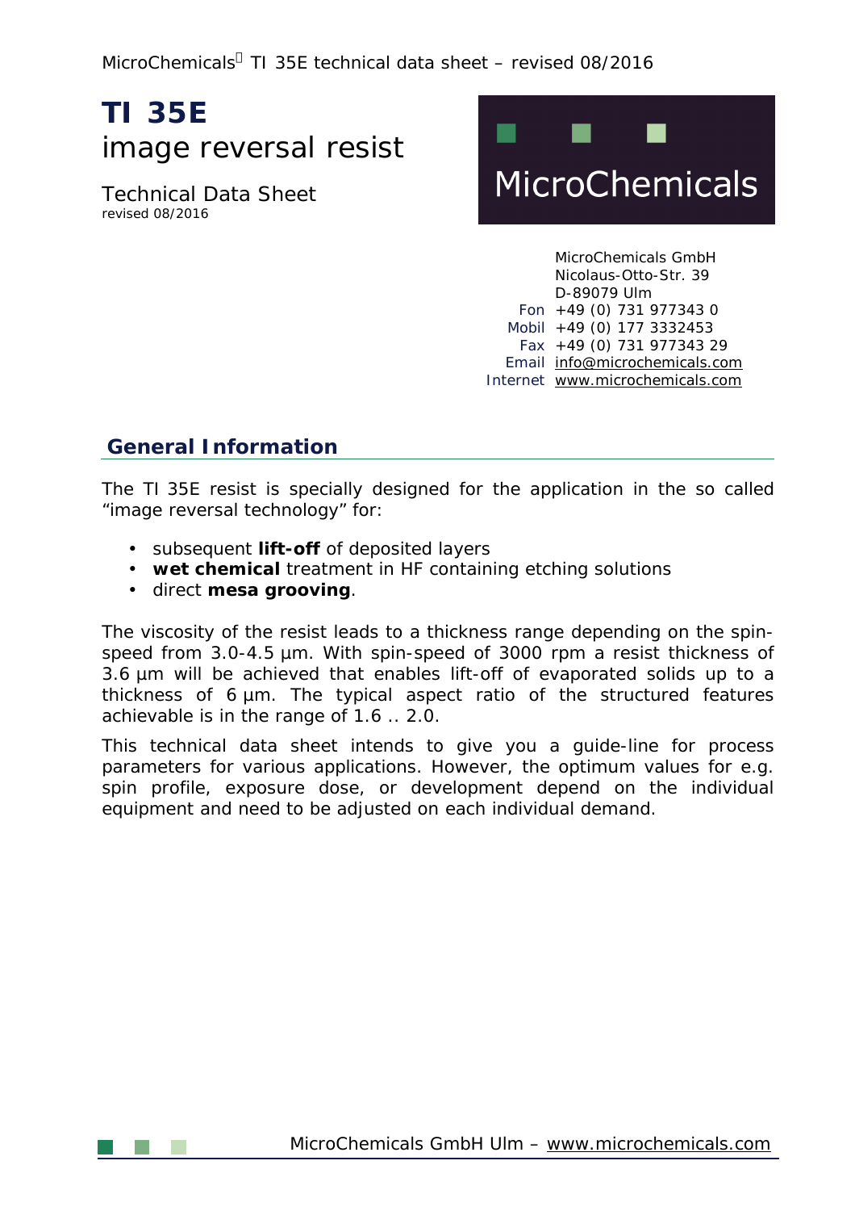# TI 35E

image reversal resist

Technical Data Sheet
revised 08/2016

MicroChemicals

MicroChemicals GmbH
Nicolaus-Otto-Str. 39
D-89079 Ulm

Fon +49 (0) 731 977343 0
Mobil +49 (0) 177 3332453
Fax +49 (0) 731 977343 29
Email info@microchemicals.com
Internet www.microchemicals.com

## General Information

The TI 35E resist is specially designed for the application in the so called "image reversal technology" for:

- subsequent **lift-off** of deposited layers
- **wet chemical** treatment in HF containing etching solutions
- direct **mesa grooving**.

The viscosity of the resist leads to a thickness range depending on the spin-speed from 3.0-4.5 µm. With spin-speed of 3000 rpm a resist thickness of 3.6 µm will be achieved that enables lift-off of evaporated solids up to a thickness of 6 µm. The typical aspect ratio of the structured features achievable is in the range of 1.6 .. 2.0.

This technical data sheet intends to give you a guide-line for process parameters for various applications. However, the optimum values for e.g. spin profile, exposure dose, or development depend on the individual equipment and need to be adjusted on each individual demand.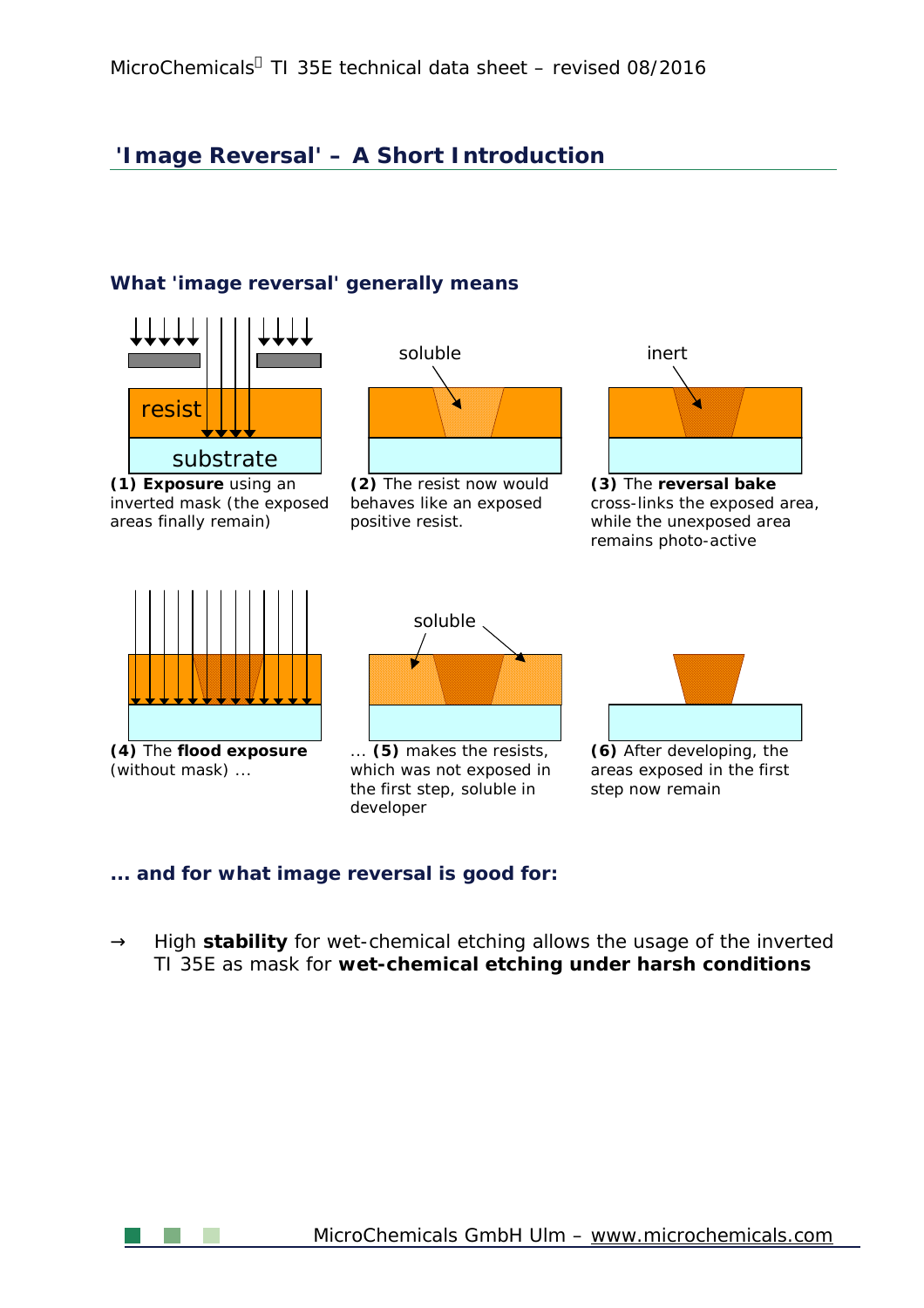## 'Image Reversal' – A Short Introduction

### What 'image reversal' generally means

resist

substrate

**(1) Exposure** using an inverted mask (the exposed areas finally remain)

soluble

**(2)** The resist now would behaves like an exposed positive resist.

inert

**(3)** The **reversal bake** cross-links the exposed area, while the unexposed area remains photo-active

**(4)** The **flood exposure** (without mask) ...

soluble

... **(5)** makes the resists, which was not exposed in the first step, soluble in developer

**(6)** After developing, the areas exposed in the first step now remain

### ... and for what image reversal is good for:

→ High **stability** for wet-chemical etching allows the usage of the inverted TI 35E as mask for **wet-chemical etching under harsh conditions**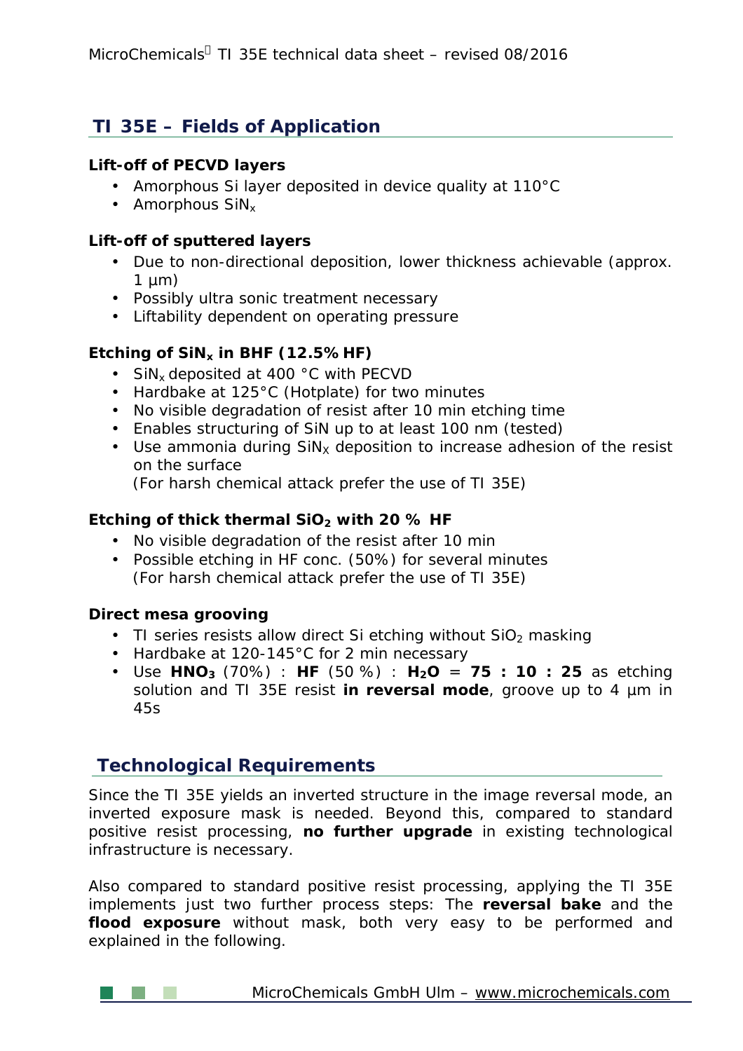## TI 35E – Fields of Application

**Lift-off of PECVD layers**

- Amorphous Si layer deposited in device quality at 110°C
- Amorphous $SiN_x$

**Lift-off of sputtered layers**

- Due to non-directional deposition, lower thickness achievable (approx. 1 µm)
- Possibly ultra sonic treatment necessary
- Liftability dependent on operating pressure

**Etching of $SiN_x$ in BHF (12.5% HF)**

- $SiN_x$ deposited at 400 °C with PECVD
- Hardbake at 125°C (Hotplate) for two minutes
- No visible degradation of resist after 10 min etching time
- Enables structuring of SiN up to at least 100 nm (tested)
- Use ammonia during $SiN_X$ deposition to increase adhesion of the resist on the surface
  (For harsh chemical attack prefer the use of TI 35E)

**Etching of thick thermal $SiO_2$ with 20 % HF**

- No visible degradation of the resist after 10 min
- Possible etching in HF conc. (50%) for several minutes
  (For harsh chemical attack prefer the use of TI 35E)

**Direct mesa grooving**

- TI series resists allow direct Si etching without $SiO_2$ masking
- Hardbake at 120-145°C for 2 min necessary
- Use **$HNO_3$** (70%) : **HF** (50 %) : **$H_2O$** = **75 : 10 : 25** as etching solution and TI 35E resist **in reversal mode**, groove up to 4 µm in 45s

## Technological Requirements

Since the TI 35E yields an inverted structure in the image reversal mode, an inverted exposure mask is needed. Beyond this, compared to standard positive resist processing, **no further upgrade** in existing technological infrastructure is necessary.

Also compared to standard positive resist processing, applying the TI 35E implements just two further process steps: The **reversal bake** and the **flood exposure** without mask, both very easy to be performed and explained in the following.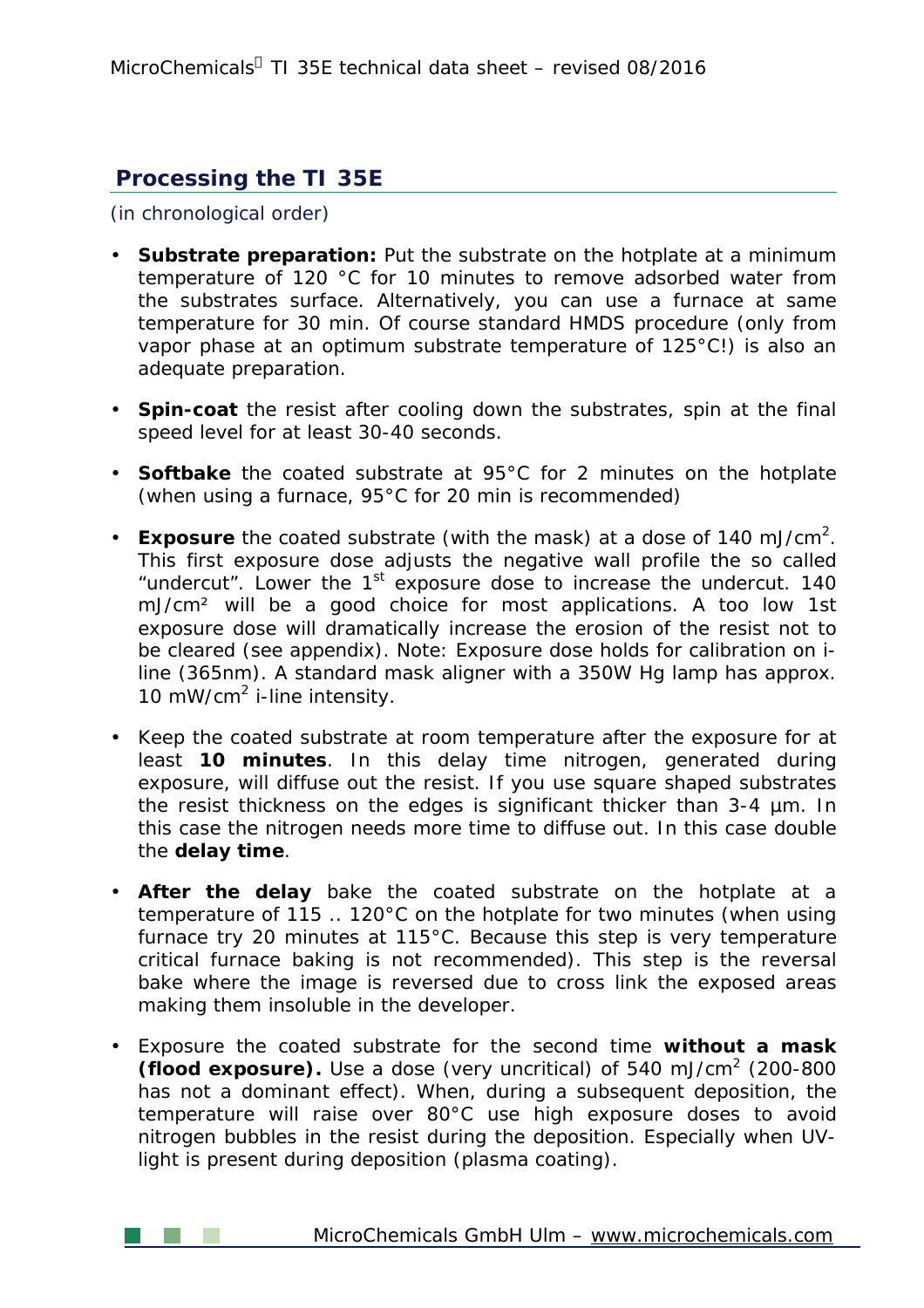## Processing the TI 35E

(in chronological order)

- **Substrate preparation:** Put the substrate on the hotplate at a minimum temperature of 120 °C for 10 minutes to remove adsorbed water from the substrates surface. Alternatively, you can use a furnace at same temperature for 30 min. Of course standard HMDS procedure (only from vapor phase at an optimum substrate temperature of 125°C!) is also an adequate preparation.

- **Spin-coat** the resist after cooling down the substrates, spin at the final speed level for at least 30-40 seconds.

- **Softbake** the coated substrate at 95°C for 2 minutes on the hotplate (when using a furnace, 95°C for 20 min is recommended)

- **Exposure** the coated substrate (with the mask) at a dose of 140 mJ/cm$^2$. This first exposure dose adjusts the negative wall profile the so called "undercut". Lower the 1$^{st}$ exposure dose to increase the undercut. 140 mJ/cm$^2$ will be a good choice for most applications. A too low 1st exposure dose will dramatically increase the erosion of the resist not to be cleared (see appendix). Note: Exposure dose holds for calibration on i-line (365nm). A standard mask aligner with a 350W Hg lamp has approx. 10 mW/cm$^2$ i-line intensity.

- Keep the coated substrate at room temperature after the exposure for at least **10 minutes**. In this delay time nitrogen, generated during exposure, will diffuse out the resist. If you use square shaped substrates the resist thickness on the edges is significant thicker than 3-4 µm. In this case the nitrogen needs more time to diffuse out. In this case double the **delay time**.

- **After the delay** bake the coated substrate on the hotplate at a temperature of 115 .. 120°C on the hotplate for two minutes (when using furnace try 20 minutes at 115°C. Because this step is very temperature critical furnace baking is not recommended). This step is the reversal bake where the image is reversed due to cross link the exposed areas making them insoluble in the developer.

- Exposure the coated substrate for the second time **without a mask (flood exposure).** Use a dose (very uncritical) of 540 mJ/cm$^2$ (200-800 has not a dominant effect). When, during a subsequent deposition, the temperature will raise over 80°C use high exposure doses to avoid nitrogen bubbles in the resist during the deposition. Especially when UV-light is present during deposition (plasma coating).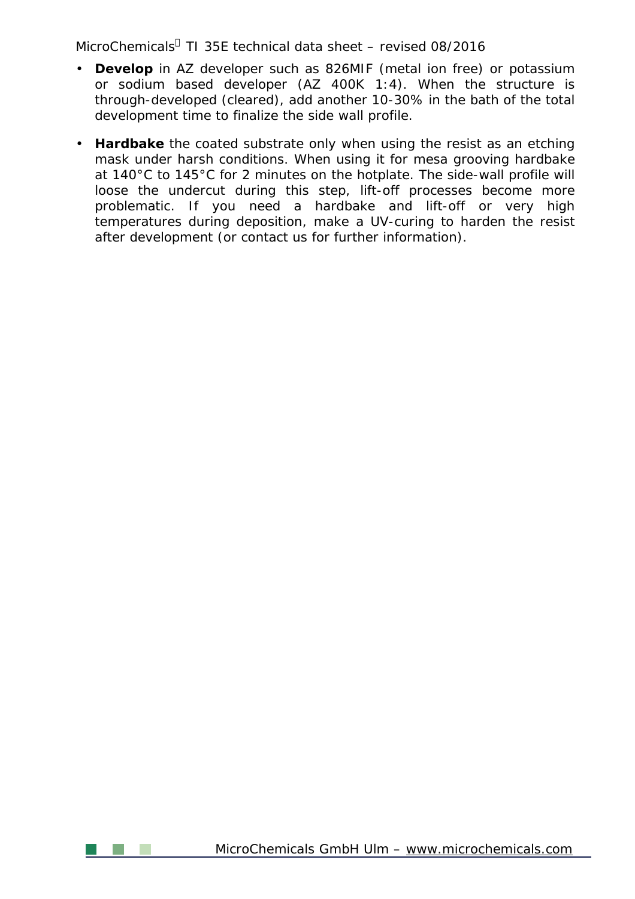- **Develop** in AZ developer such as 826MIF (metal ion free) or potassium or sodium based developer (AZ 400K 1:4). When the structure is through-developed (cleared), add another 10-30% in the bath of the total development time to finalize the side wall profile.

- **Hardbake** the coated substrate only when using the resist as an etching mask under harsh conditions. When using it for mesa grooving hardbake at 140°C to 145°C for 2 minutes on the hotplate. The side-wall profile will loose the undercut during this step, lift-off processes become more problematic. If you need a hardbake and lift-off or very high temperatures during deposition, make a UV-curing to harden the resist after development (or contact us for further information).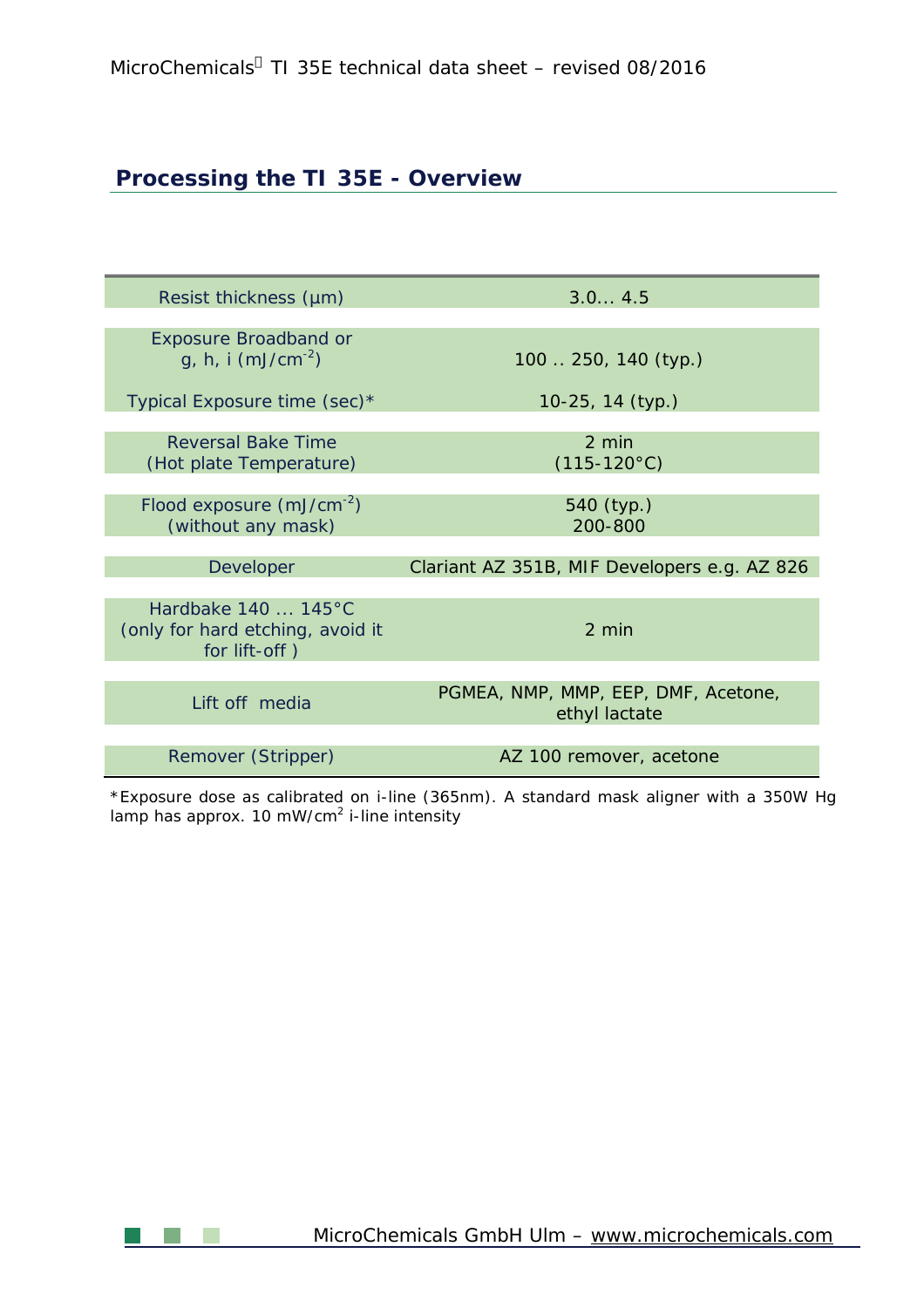## Processing the TI 35E - Overview

| | |
|---|---|
| Resist thickness (µm) | 3.0... 4.5 |
| Exposure Broadband or g, h, i ($mJ/cm^{-2}$) | 100 .. 250, 140 (typ.) |
| Typical Exposure time (sec)* | 10-25, 14 (typ.) |
| Reversal Bake Time (Hot plate Temperature) | 2 min (115-120°C) |
| Flood exposure ($mJ/cm^{-2}$) (without any mask) | 540 (typ.) 200-800 |
| Developer | Clariant AZ 351B, MIF Developers e.g. AZ 826 |
| Hardbake 140 ... 145°C (only for hard etching, avoid it for lift-off ) | 2 min |
| Lift off media | PGMEA, NMP, MMP, EEP, DMF, Acetone, ethyl lactate |
| Remover (Stripper) | AZ 100 remover, acetone |

*Exposure dose as calibrated on i-line (365nm). A standard mask aligner with a 350W Hg lamp has approx. 10 $mW/cm^2$ i-line intensity